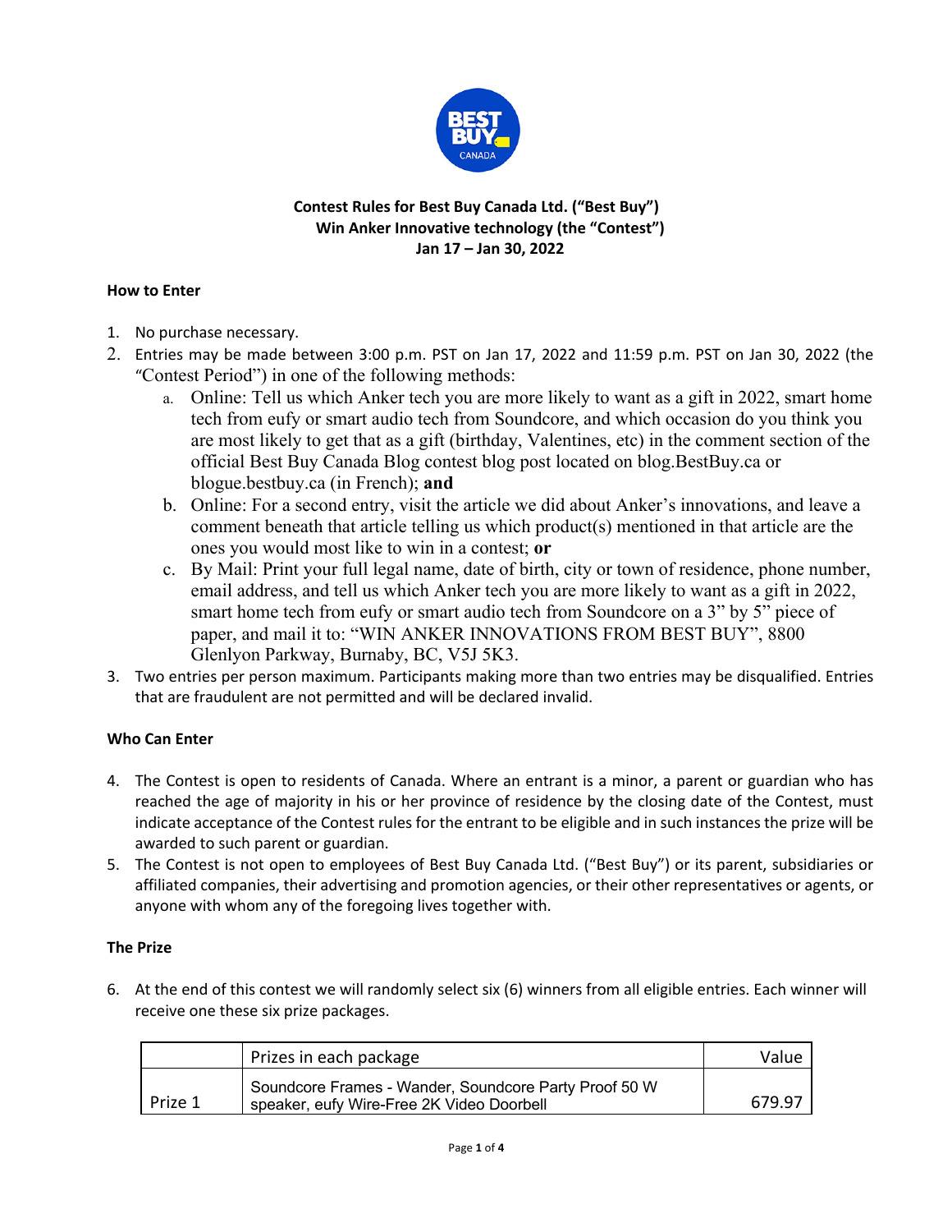**Contest Rules for Best Buy Canada Ltd. ("Best Buy")**
**Win Anker Innovative technology (the "Contest")**
**Jan 17 – Jan 30, 2022**

## How to Enter

1. No purchase necessary.
2. Entries may be made between 3:00 p.m. PST on Jan 17, 2022 and 11:59 p.m. PST on Jan 30, 2022 (the "Contest Period") in one of the following methods:
   a. Online: Tell us which Anker tech you are more likely to want as a gift in 2022, smart home tech from eufy or smart audio tech from Soundcore, and which occasion do you think you are most likely to get that as a gift (birthday, Valentines, etc) in the comment section of the official Best Buy Canada Blog contest blog post located on blog.BestBuy.ca or blogue.bestbuy.ca (in French); **and**
   b. Online: For a second entry, visit the article we did about Anker's innovations, and leave a comment beneath that article telling us which product(s) mentioned in that article are the ones you would most like to win in a contest; **or**
   c. By Mail: Print your full legal name, date of birth, city or town of residence, phone number, email address, and tell us which Anker tech you are more likely to want as a gift in 2022, smart home tech from eufy or smart audio tech from Soundcore on a 3" by 5" piece of paper, and mail it to: "WIN ANKER INNOVATIONS FROM BEST BUY", 8800 Glenlyon Parkway, Burnaby, BC, V5J 5K3.
3. Two entries per person maximum. Participants making more than two entries may be disqualified. Entries that are fraudulent are not permitted and will be declared invalid.

## Who Can Enter

4. The Contest is open to residents of Canada. Where an entrant is a minor, a parent or guardian who has reached the age of majority in his or her province of residence by the closing date of the Contest, must indicate acceptance of the Contest rules for the entrant to be eligible and in such instances the prize will be awarded to such parent or guardian.
5. The Contest is not open to employees of Best Buy Canada Ltd. ("Best Buy") or its parent, subsidiaries or affiliated companies, their advertising and promotion agencies, or their other representatives or agents, or anyone with whom any of the foregoing lives together with.

## The Prize

6. At the end of this contest we will randomly select six (6) winners from all eligible entries. Each winner will receive one these six prize packages.

| | Prizes in each package | Value |
|---|---|---|
| Prize 1 | Soundcore Frames - Wander, Soundcore Party Proof 50 W speaker, eufy Wire-Free 2K Video Doorbell | 679.97 |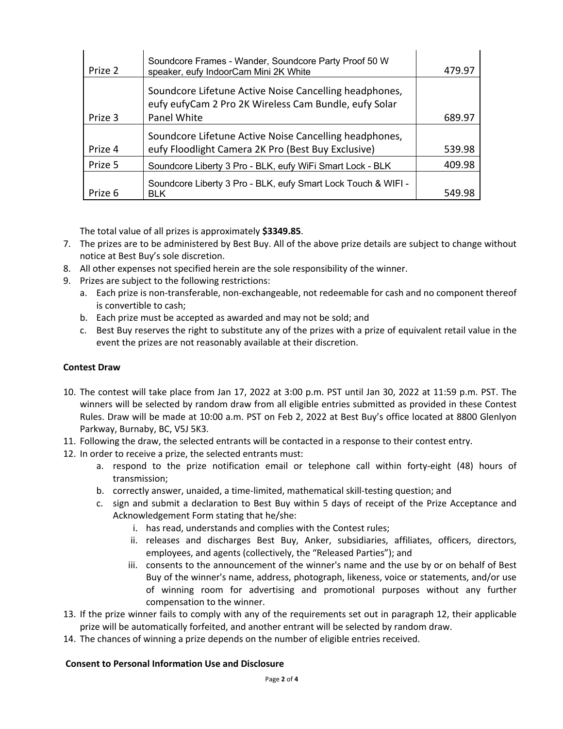| Prize 2 | Soundcore Frames - Wander, Soundcore Party Proof 50 W speaker, eufy IndoorCam Mini 2K White | 479.97 |
|---|---|---|
| Prize 3 | Soundcore Lifetune Active Noise Cancelling headphones, eufy eufyCam 2 Pro 2K Wireless Cam Bundle, eufy Solar Panel White | 689.97 |
| Prize 4 | Soundcore Lifetune Active Noise Cancelling headphones, eufy Floodlight Camera 2K Pro (Best Buy Exclusive) | 539.98 |
| Prize 5 | Soundcore Liberty 3 Pro - BLK, eufy WiFi Smart Lock - BLK | 409.98 |
| Prize 6 | Soundcore Liberty 3 Pro - BLK, eufy Smart Lock Touch & WIFI - BLK | 549.98 |

The total value of all prizes is approximately **$3349.85**.

7. The prizes are to be administered by Best Buy. All of the above prize details are subject to change without notice at Best Buy's sole discretion.
8. All other expenses not specified herein are the sole responsibility of the winner.
9. Prizes are subject to the following restrictions:
   a. Each prize is non-transferable, non-exchangeable, not redeemable for cash and no component thereof is convertible to cash;
   b. Each prize must be accepted as awarded and may not be sold; and
   c. Best Buy reserves the right to substitute any of the prizes with a prize of equivalent retail value in the event the prizes are not reasonably available at their discretion.

**Contest Draw**

10. The contest will take place from Jan 17, 2022 at 3:00 p.m. PST until Jan 30, 2022 at 11:59 p.m. PST. The winners will be selected by random draw from all eligible entries submitted as provided in these Contest Rules. Draw will be made at 10:00 a.m. PST on Feb 2, 2022 at Best Buy's office located at 8800 Glenlyon Parkway, Burnaby, BC, V5J 5K3.
11. Following the draw, the selected entrants will be contacted in a response to their contest entry.
12. In order to receive a prize, the selected entrants must:
    a. respond to the prize notification email or telephone call within forty-eight (48) hours of transmission;
    b. correctly answer, unaided, a time-limited, mathematical skill-testing question; and
    c. sign and submit a declaration to Best Buy within 5 days of receipt of the Prize Acceptance and Acknowledgement Form stating that he/she:
       i. has read, understands and complies with the Contest rules;
       ii. releases and discharges Best Buy, Anker, subsidiaries, affiliates, officers, directors, employees, and agents (collectively, the "Released Parties"); and
       iii. consents to the announcement of the winner's name and the use by or on behalf of Best Buy of the winner's name, address, photograph, likeness, voice or statements, and/or use of winning room for advertising and promotional purposes without any further compensation to the winner.
13. If the prize winner fails to comply with any of the requirements set out in paragraph 12, their applicable prize will be automatically forfeited, and another entrant will be selected by random draw.
14. The chances of winning a prize depends on the number of eligible entries received.

**Consent to Personal Information Use and Disclosure**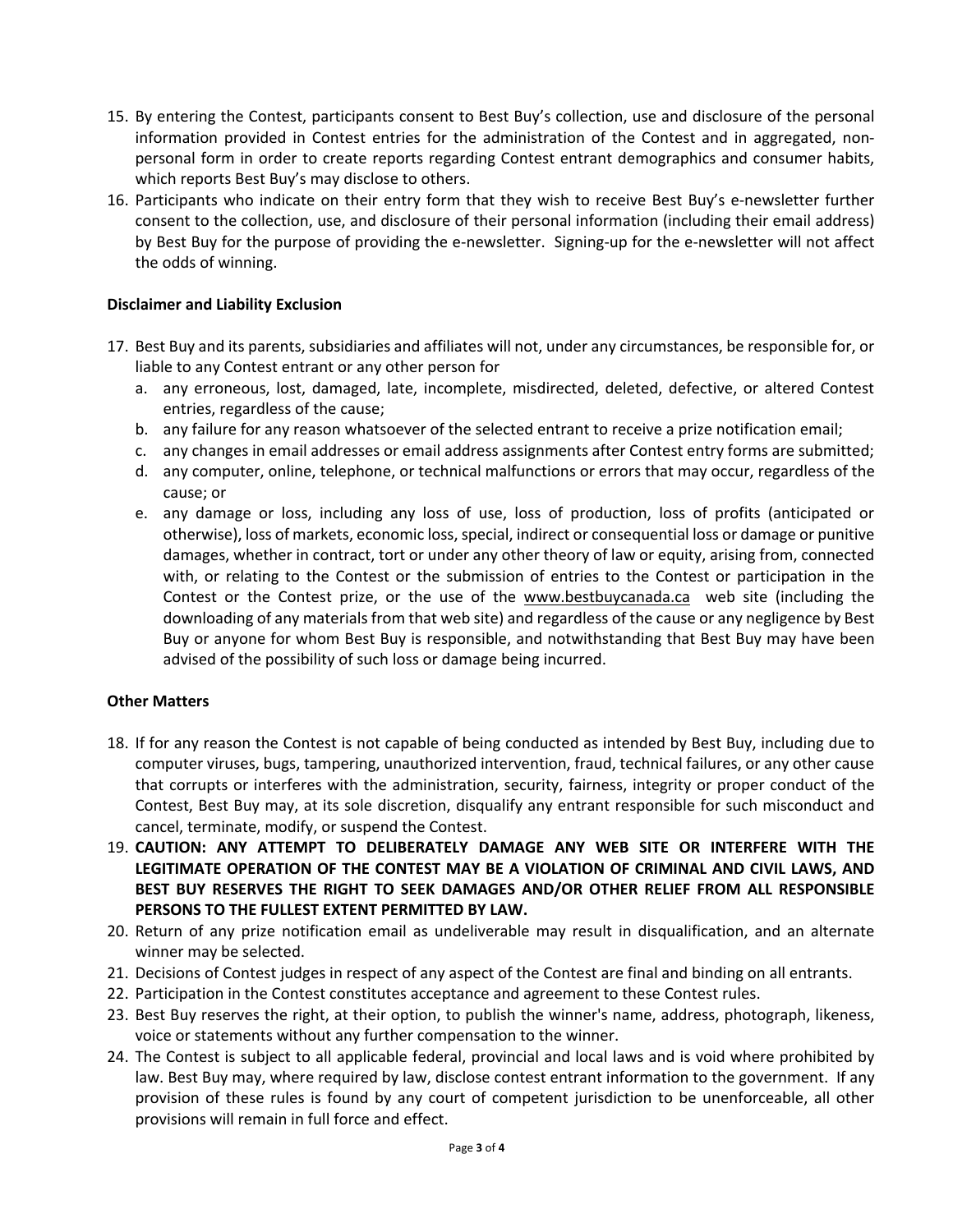15. By entering the Contest, participants consent to Best Buy's collection, use and disclosure of the personal information provided in Contest entries for the administration of the Contest and in aggregated, non-personal form in order to create reports regarding Contest entrant demographics and consumer habits, which reports Best Buy's may disclose to others.
16. Participants who indicate on their entry form that they wish to receive Best Buy's e-newsletter further consent to the collection, use, and disclosure of their personal information (including their email address) by Best Buy for the purpose of providing the e-newsletter. Signing-up for the e-newsletter will not affect the odds of winning.

**Disclaimer and Liability Exclusion**

17. Best Buy and its parents, subsidiaries and affiliates will not, under any circumstances, be responsible for, or liable to any Contest entrant or any other person for
    a. any erroneous, lost, damaged, late, incomplete, misdirected, deleted, defective, or altered Contest entries, regardless of the cause;
    b. any failure for any reason whatsoever of the selected entrant to receive a prize notification email;
    c. any changes in email addresses or email address assignments after Contest entry forms are submitted;
    d. any computer, online, telephone, or technical malfunctions or errors that may occur, regardless of the cause; or
    e. any damage or loss, including any loss of use, loss of production, loss of profits (anticipated or otherwise), loss of markets, economic loss, special, indirect or consequential loss or damage or punitive damages, whether in contract, tort or under any other theory of law or equity, arising from, connected with, or relating to the Contest or the submission of entries to the Contest or participation in the Contest or the Contest prize, or the use of the www.bestbuycanada.ca web site (including the downloading of any materials from that web site) and regardless of the cause or any negligence by Best Buy or anyone for whom Best Buy is responsible, and notwithstanding that Best Buy may have been advised of the possibility of such loss or damage being incurred.

**Other Matters**

18. If for any reason the Contest is not capable of being conducted as intended by Best Buy, including due to computer viruses, bugs, tampering, unauthorized intervention, fraud, technical failures, or any other cause that corrupts or interferes with the administration, security, fairness, integrity or proper conduct of the Contest, Best Buy may, at its sole discretion, disqualify any entrant responsible for such misconduct and cancel, terminate, modify, or suspend the Contest.
19. **CAUTION: ANY ATTEMPT TO DELIBERATELY DAMAGE ANY WEB SITE OR INTERFERE WITH THE LEGITIMATE OPERATION OF THE CONTEST MAY BE A VIOLATION OF CRIMINAL AND CIVIL LAWS, AND BEST BUY RESERVES THE RIGHT TO SEEK DAMAGES AND/OR OTHER RELIEF FROM ALL RESPONSIBLE PERSONS TO THE FULLEST EXTENT PERMITTED BY LAW.**
20. Return of any prize notification email as undeliverable may result in disqualification, and an alternate winner may be selected.
21. Decisions of Contest judges in respect of any aspect of the Contest are final and binding on all entrants.
22. Participation in the Contest constitutes acceptance and agreement to these Contest rules.
23. Best Buy reserves the right, at their option, to publish the winner's name, address, photograph, likeness, voice or statements without any further compensation to the winner.
24. The Contest is subject to all applicable federal, provincial and local laws and is void where prohibited by law. Best Buy may, where required by law, disclose contest entrant information to the government. If any provision of these rules is found by any court of competent jurisdiction to be unenforceable, all other provisions will remain in full force and effect.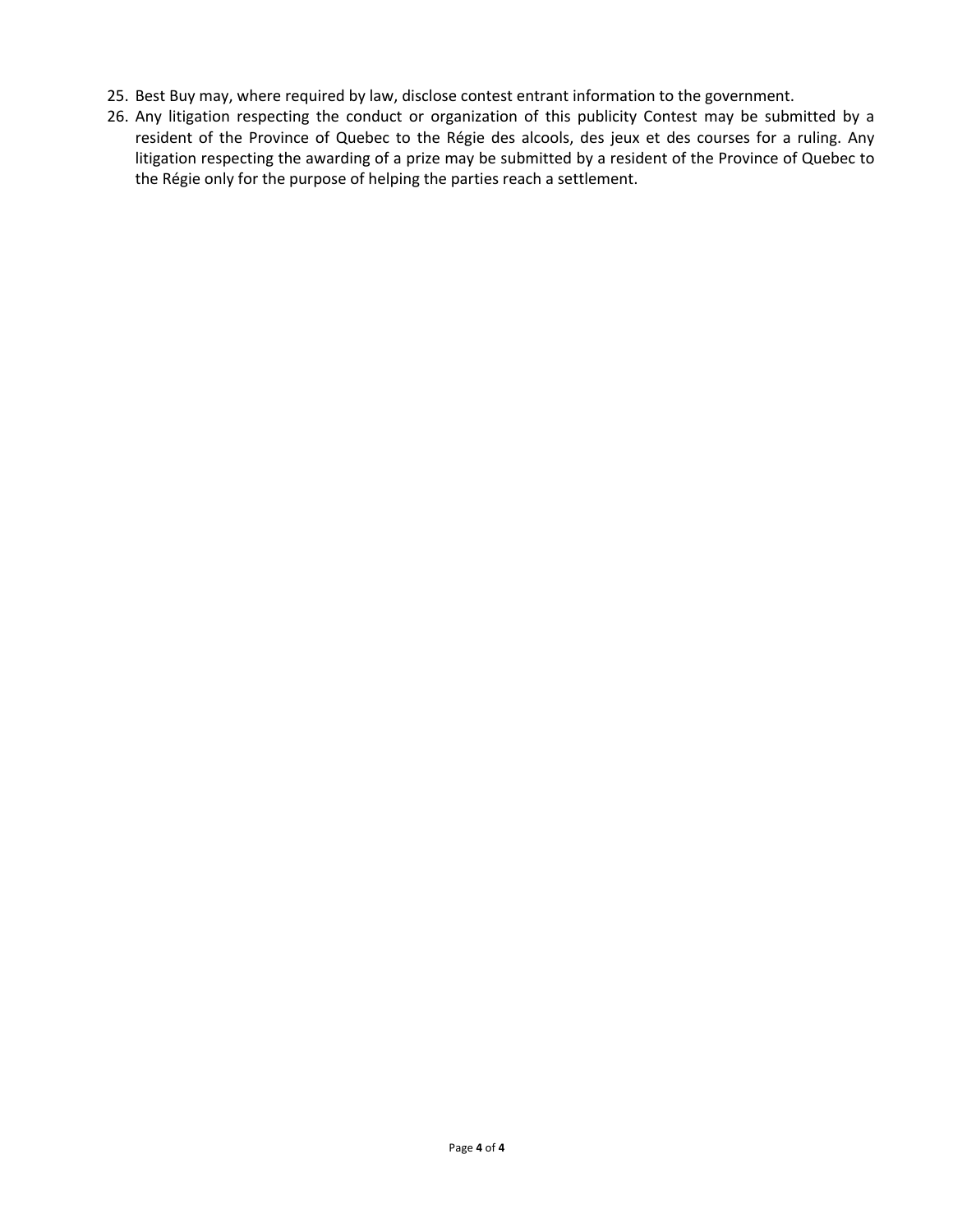25. Best Buy may, where required by law, disclose contest entrant information to the government.
26. Any litigation respecting the conduct or organization of this publicity Contest may be submitted by a resident of the Province of Quebec to the Régie des alcools, des jeux et des courses for a ruling. Any litigation respecting the awarding of a prize may be submitted by a resident of the Province of Quebec to the Régie only for the purpose of helping the parties reach a settlement.